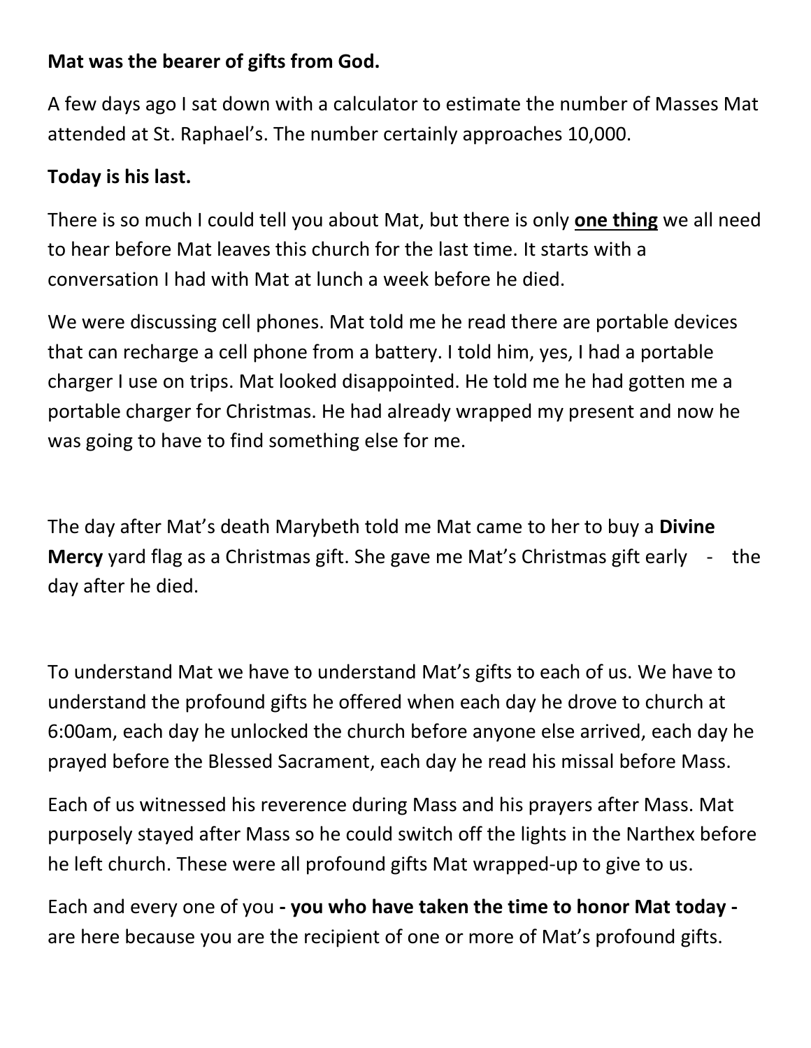**Mat was the bearer of gifts from God.**

A few days ago I sat down with a calculator to estimate the number of Masses Mat attended at St. Raphael's. The number certainly approaches 10,000.

**Today is his last.**

There is so much I could tell you about Mat, but there is only **<u>one thing</u>** we all need to hear before Mat leaves this church for the last time. It starts with a conversation I had with Mat at lunch a week before he died.

We were discussing cell phones. Mat told me he read there are portable devices that can recharge a cell phone from a battery. I told him, yes, I had a portable charger I use on trips. Mat looked disappointed. He told me he had gotten me a portable charger for Christmas. He had already wrapped my present and now he was going to have to find something else for me.

The day after Mat's death Marybeth told me Mat came to her to buy a **Divine Mercy** yard flag as a Christmas gift. She gave me Mat's Christmas gift early - the day after he died.

To understand Mat we have to understand Mat's gifts to each of us. We have to understand the profound gifts he offered when each day he drove to church at 6:00am, each day he unlocked the church before anyone else arrived, each day he prayed before the Blessed Sacrament, each day he read his missal before Mass.

Each of us witnessed his reverence during Mass and his prayers after Mass. Mat purposely stayed after Mass so he could switch off the lights in the Narthex before he left church. These were all profound gifts Mat wrapped-up to give to us.

Each and every one of you **- you who have taken the time to honor Mat today -** are here because you are the recipient of one or more of Mat's profound gifts.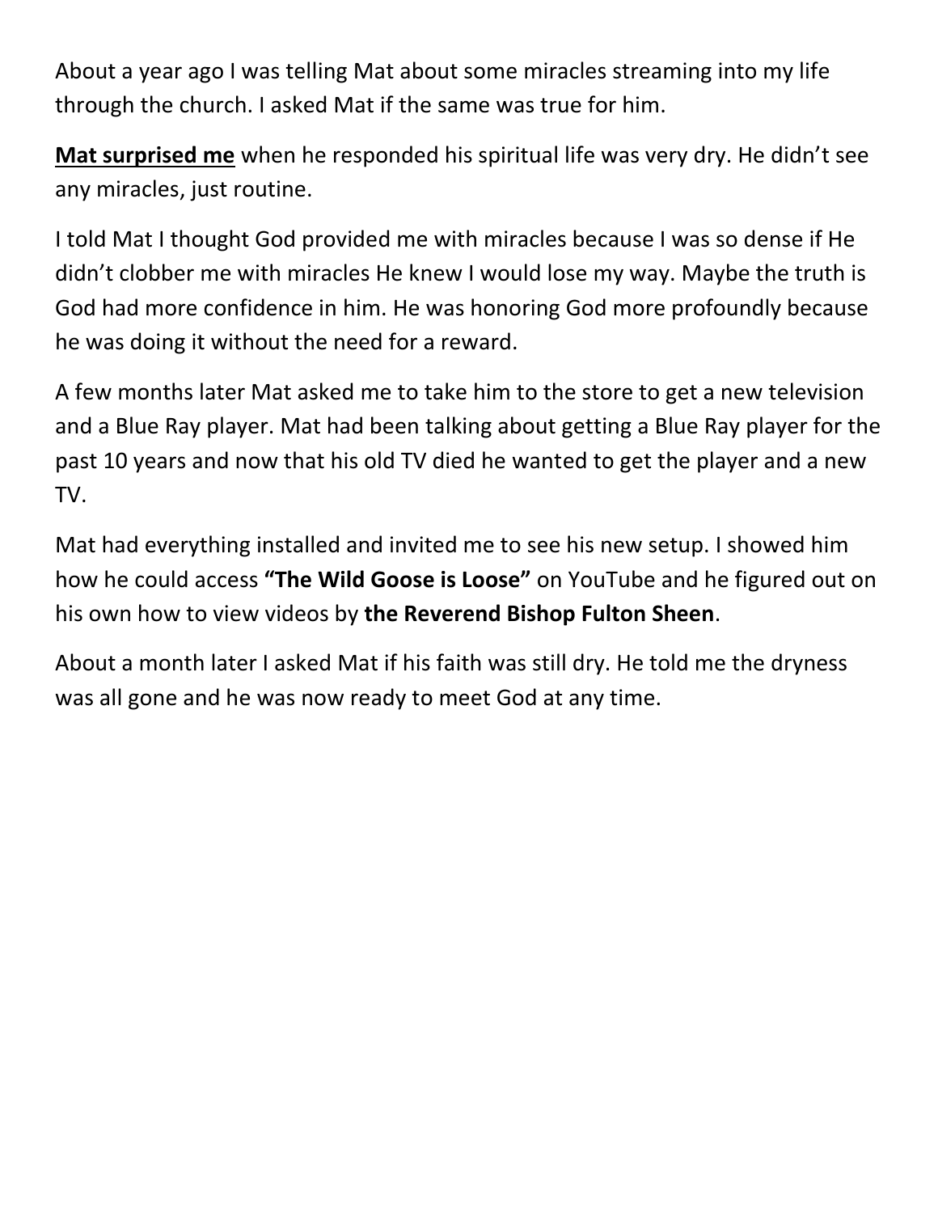About a year ago I was telling Mat about some miracles streaming into my life through the church. I asked Mat if the same was true for him.

<u>**Mat surprised me**</u> when he responded his spiritual life was very dry. He didn't see any miracles, just routine.

I told Mat I thought God provided me with miracles because I was so dense if He didn't clobber me with miracles He knew I would lose my way. Maybe the truth is God had more confidence in him. He was honoring God more profoundly because he was doing it without the need for a reward.

A few months later Mat asked me to take him to the store to get a new television and a Blue Ray player. Mat had been talking about getting a Blue Ray player for the past 10 years and now that his old TV died he wanted to get the player and a new TV.

Mat had everything installed and invited me to see his new setup. I showed him how he could access **"The Wild Goose is Loose"** on YouTube and he figured out on his own how to view videos by **the Reverend Bishop Fulton Sheen**.

About a month later I asked Mat if his faith was still dry. He told me the dryness was all gone and he was now ready to meet God at any time.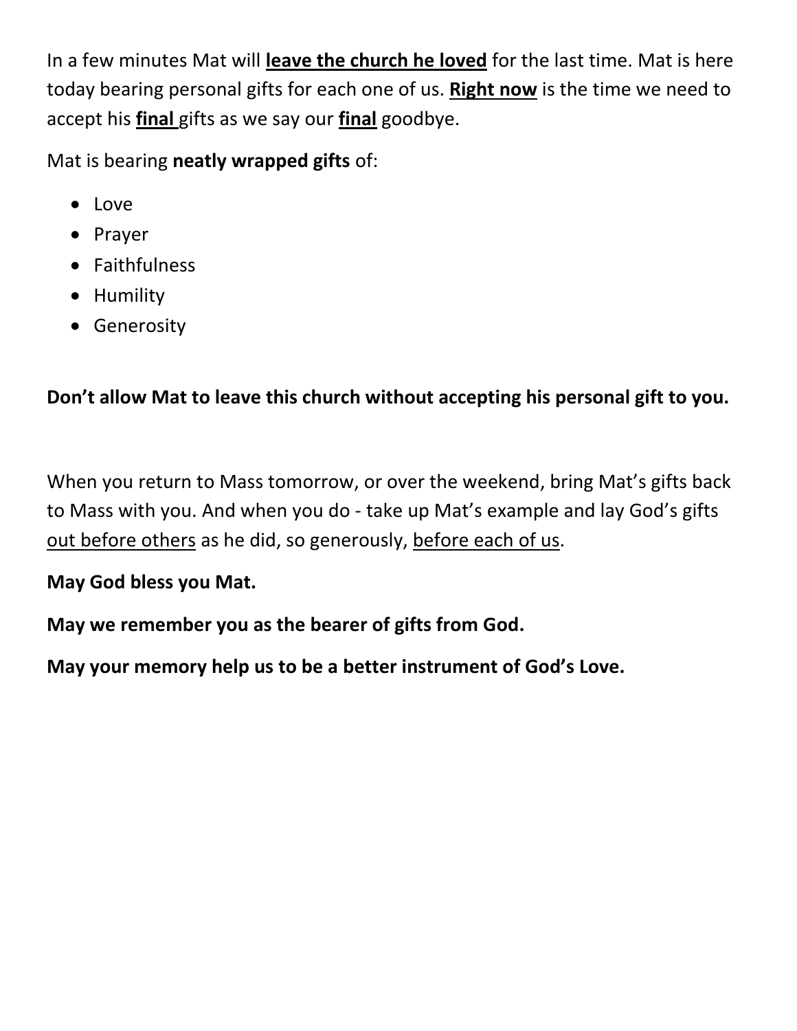In a few minutes Mat will **<u>leave the church he loved</u>** for the last time. Mat is here today bearing personal gifts for each one of us. **<u>Right now</u>** is the time we need to accept his **<u>final</u>** gifts as we say our **<u>final</u>** goodbye.

Mat is bearing **neatly wrapped gifts** of:

- Love
- Prayer
- Faithfulness
- Humility
- Generosity

**Don't allow Mat to leave this church without accepting his personal gift to you.**

When you return to Mass tomorrow, or over the weekend, bring Mat's gifts back to Mass with you. And when you do - take up Mat's example and lay God's gifts <u>out before others</u> as he did, so generously, <u>before each of us</u>.

**May God bless you Mat.**

**May we remember you as the bearer of gifts from God.**

**May your memory help us to be a better instrument of God's Love.**